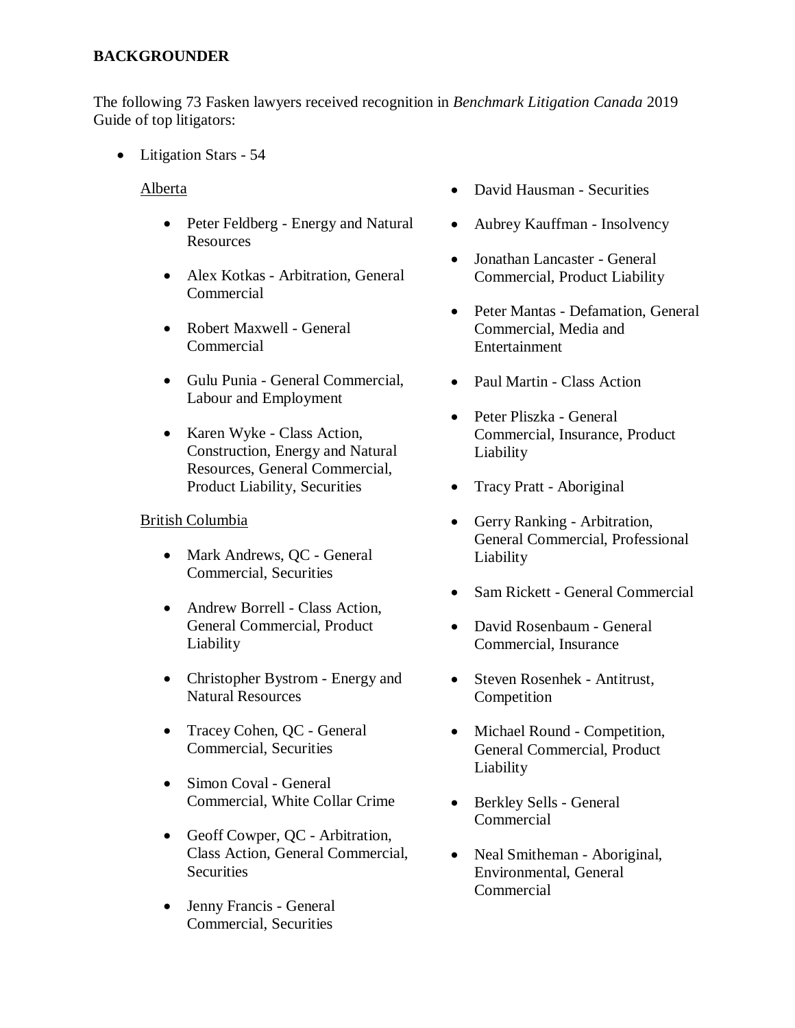**BACKGROUNDER**

The following 73 Fasken lawyers received recognition in *Benchmark Litigation Canada* 2019 Guide of top litigators:

- Litigation Stars - 54

  Alberta

  - Peter Feldberg - Energy and Natural Resources
  - Alex Kotkas - Arbitration, General Commercial
  - Robert Maxwell - General Commercial
  - Gulu Punia - General Commercial, Labour and Employment
  - Karen Wyke - Class Action, Construction, Energy and Natural Resources, General Commercial, Product Liability, Securities

  British Columbia

  - Mark Andrews, QC - General Commercial, Securities
  - Andrew Borrell - Class Action, General Commercial, Product Liability
  - Christopher Bystrom - Energy and Natural Resources
  - Tracey Cohen, QC - General Commercial, Securities
  - Simon Coval - General Commercial, White Collar Crime
  - Geoff Cowper, QC - Arbitration, Class Action, General Commercial, Securities
  - Jenny Francis - General Commercial, Securities
  - David Hausman - Securities
  - Aubrey Kauffman - Insolvency
  - Jonathan Lancaster - General Commercial, Product Liability
  - Peter Mantas - Defamation, General Commercial, Media and Entertainment
  - Paul Martin - Class Action
  - Peter Pliszka - General Commercial, Insurance, Product Liability
  - Tracy Pratt - Aboriginal
  - Gerry Ranking - Arbitration, General Commercial, Professional Liability
  - Sam Rickett - General Commercial
  - David Rosenbaum - General Commercial, Insurance
  - Steven Rosenhek - Antitrust, Competition
  - Michael Round - Competition, General Commercial, Product Liability
  - Berkley Sells - General Commercial
  - Neal Smitheman - Aboriginal, Environmental, General Commercial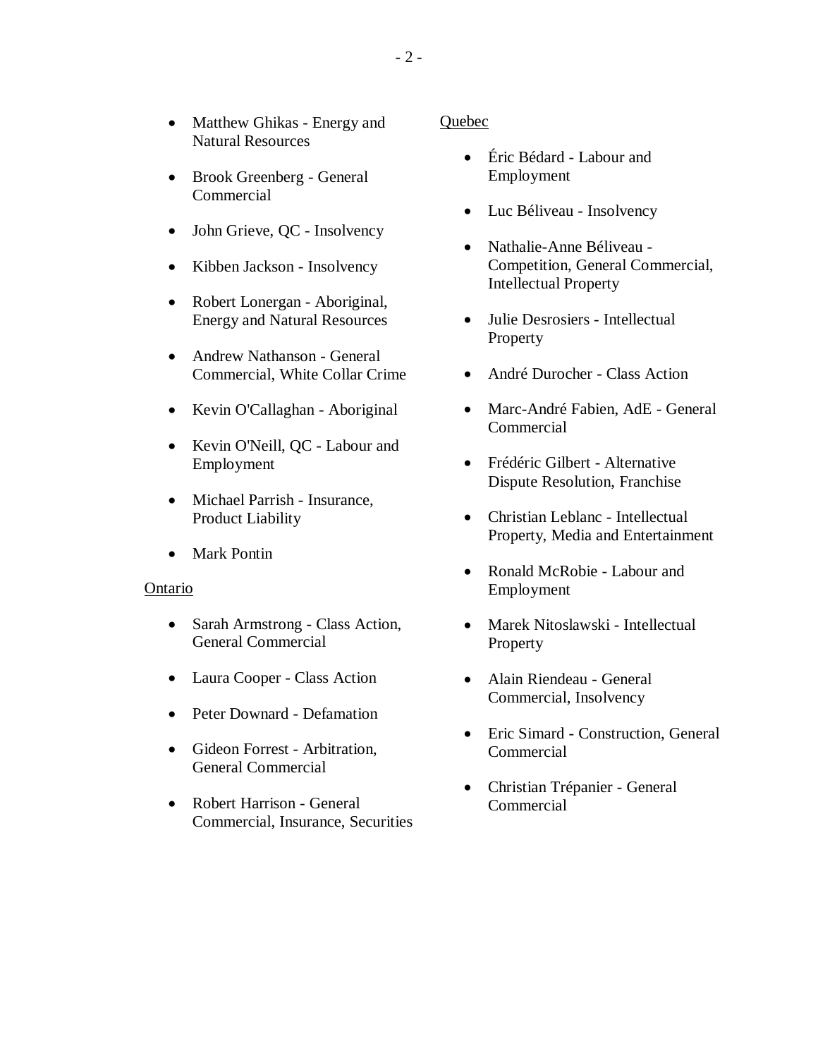- Matthew Ghikas - Energy and Natural Resources
- Brook Greenberg - General Commercial
- John Grieve, QC - Insolvency
- Kibben Jackson - Insolvency
- Robert Lonergan - Aboriginal, Energy and Natural Resources
- Andrew Nathanson - General Commercial, White Collar Crime
- Kevin O'Callaghan - Aboriginal
- Kevin O'Neill, QC - Labour and Employment
- Michael Parrish - Insurance, Product Liability
- Mark Pontin

Ontario

- Sarah Armstrong - Class Action, General Commercial
- Laura Cooper - Class Action
- Peter Downard - Defamation
- Gideon Forrest - Arbitration, General Commercial
- Robert Harrison - General Commercial, Insurance, Securities

Quebec

- Éric Bédard - Labour and Employment
- Luc Béliveau - Insolvency
- Nathalie-Anne Béliveau - Competition, General Commercial, Intellectual Property
- Julie Desrosiers - Intellectual Property
- André Durocher - Class Action
- Marc-André Fabien, AdE - General Commercial
- Frédéric Gilbert - Alternative Dispute Resolution, Franchise
- Christian Leblanc - Intellectual Property, Media and Entertainment
- Ronald McRobie - Labour and Employment
- Marek Nitoslawski - Intellectual Property
- Alain Riendeau - General Commercial, Insolvency
- Eric Simard - Construction, General Commercial
- Christian Trépanier - General Commercial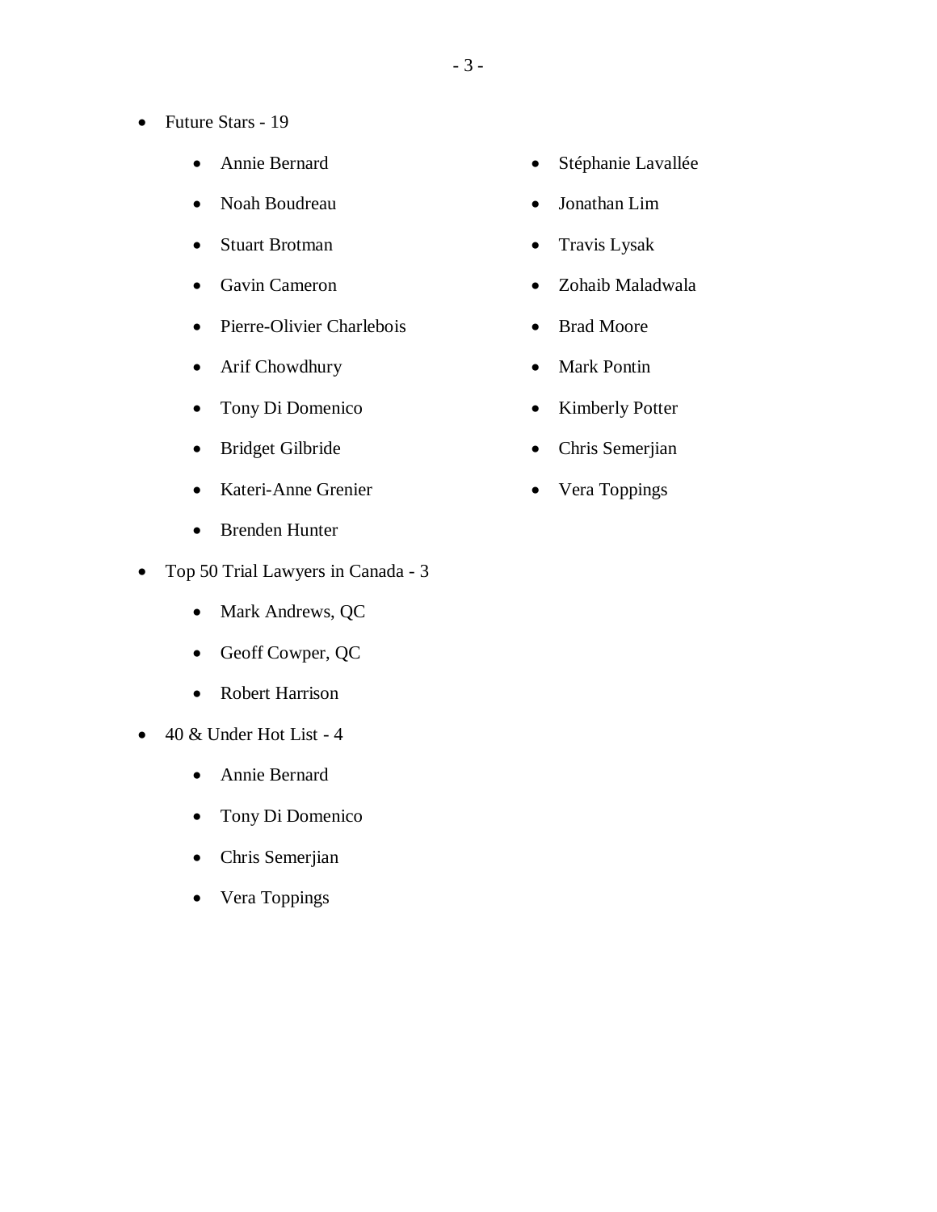- Future Stars - 19
  - Annie Bernard
  - Noah Boudreau
  - Stuart Brotman
  - Gavin Cameron
  - Pierre-Olivier Charlebois
  - Arif Chowdhury
  - Tony Di Domenico
  - Bridget Gilbride
  - Kateri-Anne Grenier
  - Brenden Hunter
  - Stéphanie Lavallée
  - Jonathan Lim
  - Travis Lysak
  - Zohaib Maladwala
  - Brad Moore
  - Mark Pontin
  - Kimberly Potter
  - Chris Semerjian
  - Vera Toppings
- Top 50 Trial Lawyers in Canada - 3
  - Mark Andrews, QC
  - Geoff Cowper, QC
  - Robert Harrison
- 40 & Under Hot List - 4
  - Annie Bernard
  - Tony Di Domenico
  - Chris Semerjian
  - Vera Toppings